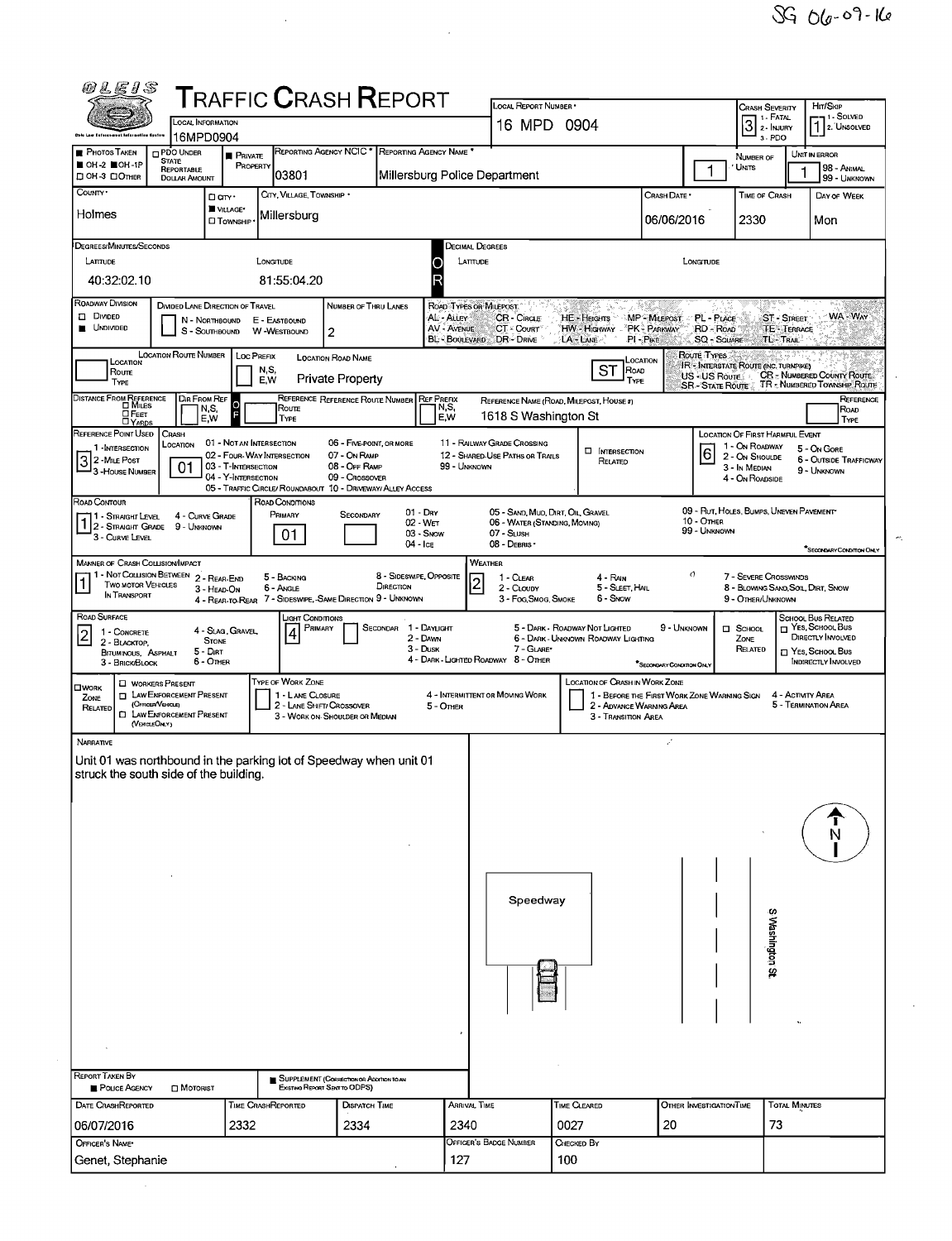SG 06-09-16

# Traffic Crash Report

| Field | Value |
|---|---|
| Local Information | 16MPD0904 |
| Local Report Number | 16 MPD 0904 |
| Crash Severity | 3 (1 - Fatal, 2 - Injury, 3 - PDO) |
| Hit/Skip | 1 (1 - Solved, 2 - Unsolved) |
| Photos Taken | OH-2 |
| Private Property | Yes |
| Reporting Agency NCIC | 03801 |
| Reporting Agency Name | Millersburg Police Department |
| Number of Units | 1 |
| Unit in Error | 1 |
| County | Holmes |
| City, Village, Township | Village - Millersburg |
| Crash Date | 06/06/2016 |
| Time of Crash | 2330 |
| Day of Week | Mon |

## Degrees/Minutes/Seconds

| Latitude | Longitude |
|---|---|
| 40:32:02.10 | 81:55:04.20 |

## Roadway

| Field | Value |
|---|---|
| Roadway Division | Undivided |
| Number of Thru Lanes | 2 |
| Location Road Name | Private Property |
| Location Road Type | ST |
| Reference Name (Road, Milepost, House #) | 1618 S Washington St |
| Reference Point Used | 3 - House Number |
| Crash Location | 01 - Not an Intersection |
| Location of First Harmful Event | 6 - Outside Trafficway |
| Road Contour | 1 - Straight Level |
| Road Conditions (Primary) | 01 - Dry |
| Manner of Crash Collision/Impact | 1 - Not Collision Between Two Motor Vehicles in Transport |
| Weather | 2 - Cloudy |
| Road Surface | 2 - Blacktop, Bituminous, Asphalt |
| Light Conditions (Primary) | 4 - Dark - Lighted Roadway |

## Narrative

Unit 01 was northbound in the parking lot of Speedway when unit 01 struck the south side of the building.

Diagram labels: Speedway; S Washington St; N

## Report Taken By

| Field | Value |
|---|---|
| Report Taken By | Police Agency |
| Supplement | Yes |
| Date Crash Reported | 06/07/2016 |
| Time Crash Reported | 2332 |
| Dispatch Time | 2334 |
| Arrival Time | 2340 |
| Time Cleared | 0027 |
| Other Investigation Time | 20 |
| Total Minutes | 73 |
| Officer's Name | Genet, Stephanie |
| Officer's Badge Number | 127 |
| Checked By | 100 |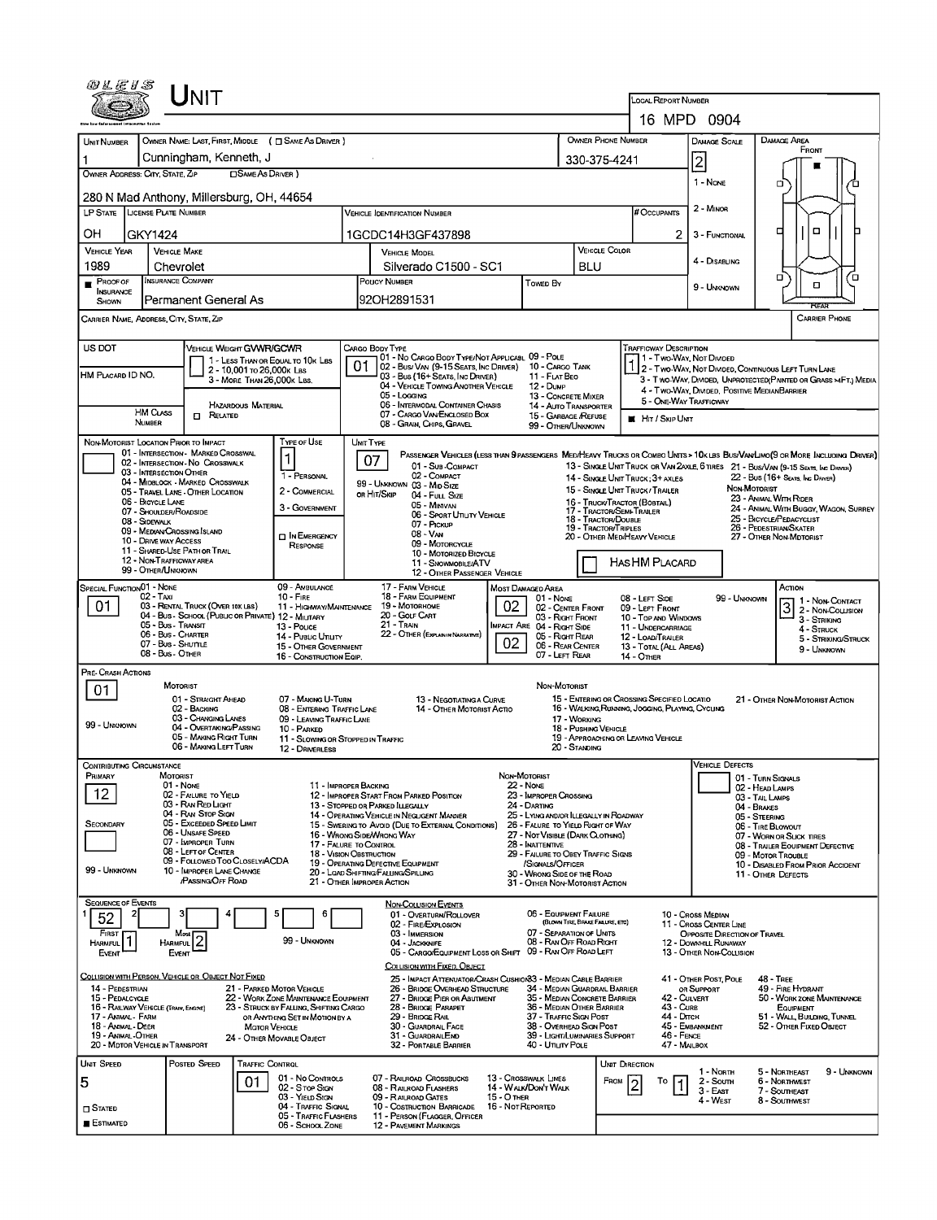# UNIT

**Local Report Number:** 16 MPD 0904

| Unit Number | Owner Name: Last, First, Middle (☐ Same as Driver) | Owner Phone Number | Damage Scale | Damage Area |
|---|---|---|---|---|
| 1 | Cunningham, Kenneth, J | 330-375-4241 | 2 | Front |

**Owner Address: City, State, Zip** (☐ Same as Driver)
280 N Mad Anthony, Millersburg, OH, 44654

Damage Scale: 1 - None, 2 - Minor, 3 - Functional, 4 - Disabling, 9 - Unknown

| LP State | License Plate Number | Vehicle Identification Number | # Occupants |
|---|---|---|---|
| OH | GKY1424 | 1GCDC14H3GF437898 | 2 |

| Vehicle Year | Vehicle Make | Vehicle Model | Vehicle Color |
|---|---|---|---|
| 1989 | Chevrolet | Silverado C1500 - SC1 | BLU |

| Proof of Insurance Shown | Insurance Company | Policy Number | Towed By |
|---|---|---|---|
| ■ | Permanent General As | 92OH2891531 | |

**Carrier Name, Address, City, State, Zip:**

**Carrier Phone:**

**US DOT:**

**HM Placard ID No.:**

**HM Class Number:**

**Vehicle Weight GVWR/GCWR:** 1 - Less Than or Equal to 10k Lbs; 2 - 10,001 to 26,000k Lbs; 3 - More Than 26,000k Lbs.

**Hazardous Material:** ☐ Related

**Cargo Body Type:** 01
01 - No Cargo Body Type/Not Applicable; 02 - Bus/Van (9-15 Seats, Inc Driver); 03 - Bus (16+ Seats, Inc Driver); 04 - Vehicle Towing Another Vehicle; 05 - Logging; 06 - Intermodal Container Chassis; 07 - Cargo Van/Enclosed Box; 08 - Grain, Chips, Gravel; 09 - Pole; 10 - Cargo Tank; 11 - Flat Bed; 12 - Dump; 13 - Concrete Mixer; 14 - Auto Transporter; 15 - Garbage/Refuse; 99 - Other/Unknown

**Trafficway Description:** 1
1 - Two-Way, Not Divided; 2 - Two-Way, Not Divided, Continuous Left Turn Lane; 3 - Two-Way, Divided, Unprotected (Painted or Grass >4Ft.) Media; 4 - Two-Way, Divided, Positive Median Barrier; 5 - One-Way Trafficway

■ Hit / Skip Unit

**Non-Motorist Location Prior to Impact:**
01 - Intersection - Marked Crosswalk; 02 - Intersection - No Crosswalk; 03 - Intersection Other; 04 - Midblock - Marked Crosswalk; 05 - Travel Lane - Other Location; 06 - Bicycle Lane; 07 - Shoulder/Roadside; 08 - Sidewalk; 09 - Median/Crossing Island; 10 - Drive way Access; 11 - Shared-Use Path or Trail; 12 - Non-Trafficway Area; 99 - Other/Unknown

**Type of Use:** 1
1 - Personal; 2 - Commercial; 3 - Government; ☐ In Emergency Response

**Unit Type:** 07
Passenger Vehicles (less than 9 passengers): 01 - Sub-Compact; 02 - Compact; 99 - Unknown; 03 - Mid Size; Or Hit/Skip 04 - Full Size; 05 - Minivan; 06 - Sport Utility Vehicle; 07 - Pickup; 08 - Van; 09 - Motorcycle; 10 - Motorized Bicycle; 11 - Snowmobile/ATV; 12 - Other Passenger Vehicle

Med/Heavy Trucks or Combo Units > 10k lbs: 13 - Single Unit Truck or Van 2 Axle, 6 Tires; 14 - Single Unit Truck; 3+ Axles; 15 - Single Unit Truck/Trailer; 16 - Truck/Tractor (Bobtail); 17 - Tractor/Semi-Trailer; 18 - Tractor/Double; 19 - Tractor/Triples; 20 - Other Med/Heavy Vehicle

Bus/Van/Limo (9 or More Including Driver): 21 - Bus/Van (9-15 Seats, Inc Driver); 22 - Bus (16+ Seats, Inc Driver)

Non-Motorist: 23 - Animal With Rider; 24 - Animal With Buggy, Wagon, Surrey; 25 - Bicycle/Pedacyclist; 26 - Pedestrian/Skater; 27 - Other Non-Motorist

☐ Has HM Placard

**Special Function:** 01
01 - None; 02 - Taxi; 03 - Rental Truck (Over 10k lbs); 04 - Bus - School (Public or Private); 05 - Bus - Transit; 06 - Bus - Charter; 07 - Bus - Shuttle; 08 - Bus - Other; 09 - Ambulance; 10 - Fire; 11 - Highway/Maintenance; 12 - Military; 13 - Police; 14 - Public Utility; 15 - Other Government; 16 - Construction Eqip.; 17 - Farm Vehicle; 18 - Farm Equipment; 19 - Motorhome; 20 - Golf Cart; 21 - Train; 22 - Other (Explain in Narrative)

**Most Damaged Area:** 02
**Impact Are:** 02
01 - None; 02 - Center Front; 03 - Right Front; 04 - Right Side; 05 - Right Rear; 06 - Rear Center; 07 - Left Rear; 08 - Left Side; 09 - Left Front; 10 - Top and Windows; 11 - Undercarriage; 12 - Load/Trailer; 13 - Total (All Areas); 14 - Other; 99 - Unknown

**Action:** 3
1 - Non-Contact; 2 - Non-Collision; 3 - Striking; 4 - Struck; 5 - Striking/Struck; 9 - Unknown

**Pre-Crash Actions:** 01
Motorist: 01 - Straight Ahead; 02 - Backing; 03 - Changing Lanes; 04 - Overtaking/Passing; 05 - Making Right Turn; 06 - Making Left Turn; 07 - Making U-Turn; 08 - Entering Traffic Lane; 09 - Leaving Traffic Lane; 10 - Parked; 11 - Slowing or Stopped in Traffic; 12 - Driverless; 13 - Negotiating a Curve; 14 - Other Motorist Actio
Non-Motorist: 15 - Entering or Crossing Specified Locatio; 16 - Walking, Running, Jogging, Playing, Cycling; 17 - Working; 18 - Pushing Vehicle; 19 - Approaching or Leaving Vehicle; 20 - Standing; 21 - Other Non-Motorist Action
99 - Unknown

**Contributing Circumstance**
Primary: 12
Secondary:

Motorist: 01 - None; 02 - Failure to Yield; 03 - Ran Red Light; 04 - Ran Stop Sign; 05 - Exceeded Speed Limit; 06 - Unsafe Speed; 07 - Improper Turn; 08 - Left of Center; 09 - Followed Too Closely/ACDA; 10 - Improper Lane Change /Passing/Off Road; 11 - Improper Backing; 12 - Improper Start From Parked Position; 13 - Stopped or Parked Illegally; 14 - Operating Vehicle in Negligent Manner; 15 - Swering to Avoid (Due to External Conditions); 16 - Wrong Side/Wrong Way; 17 - Failure to Control; 18 - Vision Obstruction; 19 - Operating Defective Equipment; 20 - Load Shifting/Falling/Spilling; 21 - Other Improper Action
Non-Motorist: 22 - None; 23 - Improper Crossing; 24 - Darting; 25 - Lying and/or Illegally in Roadway; 26 - Failure to Yield Right of Way; 27 - Not Visible (Dark Clothing); 28 - Inattentive; 29 - Failure to Obey Traffic Signs /Signals/Officer; 30 - Wrong Side of the Road; 31 - Other Non-Motorist Action
99 - Unknown

**Vehicle Defects:**
01 - Turn Signals; 02 - Head Lamps; 03 - Tail Lamps; 04 - Brakes; 05 - Steering; 06 - Tire Blowout; 07 - Worn or Slick Tires; 08 - Trailer Equipment Defective; 09 - Motor Trouble; 10 - Disabled From Prior Accident; 11 - Other Defects

**Sequence of Events**

| 1 | 2 | 3 | 4 | 5 | 6 |
|---|---|---|---|---|---|
| 52 | | | | | |

First Harmful Event: 1
Most Harmful Event: 2
99 - Unknown

Non-Collision Events: 01 - Overturn/Rollover; 02 - Fire/Explosion; 03 - Immersion; 04 - Jackknife; 05 - Cargo/Equipment Loss or Shift; 06 - Equipment Failure (Blown Tire, Brake Failure, etc); 07 - Separation of Units; 08 - Ran Off Road Right; 09 - Ran Off Road Left; 10 - Cross Median; 11 - Cross Center Line Opposite Direction of Travel; 12 - Downhill Runaway; 13 - Other Non-Collision

Collision with Person, Vehicle or Object Not Fixed: 14 - Pedestrian; 15 - Pedalcycle; 16 - Railway Vehicle (Train, Engine); 17 - Animal - Farm; 18 - Animal - Deer; 19 - Animal - Other; 20 - Motor Vehicle in Transport; 21 - Parked Motor Vehicle; 22 - Work Zone Maintenance Equipment; 23 - Struck by Falling, Shifting Cargo or Anything Set in Motion by a Motor Vehicle; 24 - Other Movable Object

Collision with Fixed, Object: 25 - Impact Attenuator/Crash Cushion; 26 - Bridge Overhead Structure; 27 - Bridge Pier or Abutment; 28 - Bridge Parapet; 29 - Bridge Rail; 30 - Guardrail Face; 31 - Guardrail End; 32 - Portable Barrier; 33 - Median Cable Barrier; 34 - Median Guardrail Barrier; 35 - Median Concrete Barrier; 36 - Median Other Barrier; 37 - Traffic Sign Post; 38 - Overhead Sign Post; 39 - Light/Luminaries Support; 40 - Utility Pole; 41 - Other Post, Pole or Support; 42 - Culvert; 43 - Curb; 44 - Ditch; 45 - Embankment; 46 - Fence; 47 - Mailbox; 48 - Tree; 49 - Fire Hydrant; 50 - Work Zone Maintenance Equipment; 51 - Wall, Building, Tunnel; 52 - Other Fixed Object

| Unit Speed | Posted Speed | Traffic Control | Unit Direction |
|---|---|---|---|
| 5 | | 01 | From 2 To 1 |

☐ Stated
■ Estimated

Traffic Control: 01 - No Controls; 02 - Stop Sign; 03 - Yield Sign; 04 - Traffic Signal; 05 - Traffic Flashers; 06 - School Zone; 07 - Railroad Crossbucks; 08 - Railroad Flashers; 09 - Railroad Gates; 10 - Costruction Barricade; 11 - Person (Flagger, Officer); 12 - Pavement Markings; 13 - Crosswalk Lines; 14 - Walk/Don't Walk; 15 - Other; 16 - Not Reported

Unit Direction: 1 - North; 2 - South; 3 - East; 4 - West; 5 - Northeast; 6 - Northwest; 7 - Southeast; 8 - Southwest; 9 - Unknown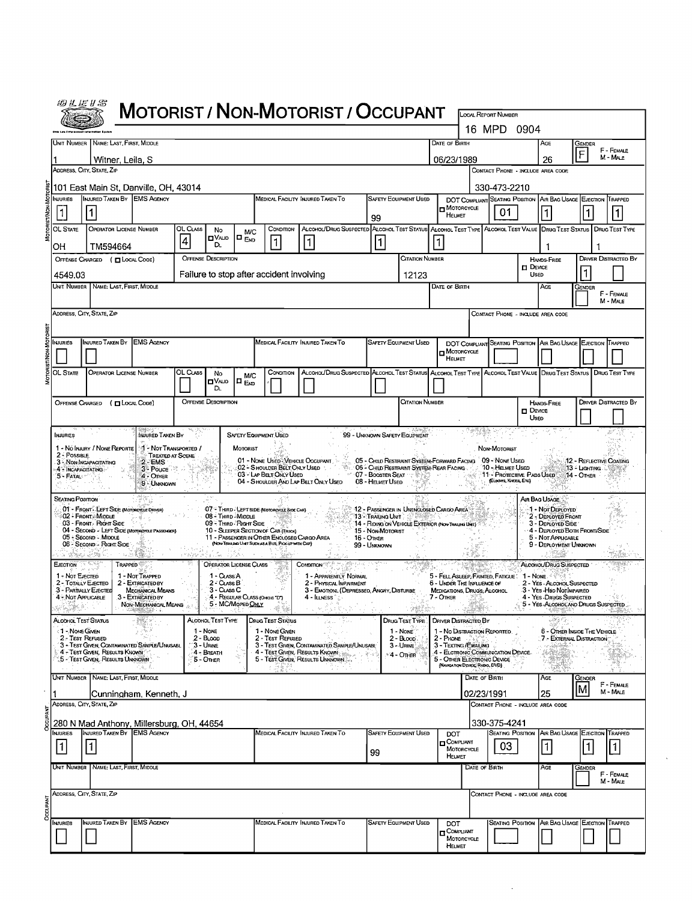# MOTORIST / NON-MOTORIST / OCCUPANT

OLEIS – Ohio Law Enforcement Information System

LOCAL REPORT NUMBER: 16 MPD 0904

## MOTORIST/NON-MOTORIST

| UNIT NUMBER | NAME: LAST, FIRST, MIDDLE | DATE OF BIRTH | AGE | GENDER (F - FEMALE, M - MALE) |
|---|---|---|---|---|
| 1 | Witner, Leila, S | 06/23/1989 | 26 | F |

| ADDRESS, CITY, STATE, ZIP | CONTACT PHONE - INCLUDE AREA CODE |
|---|---|
| 101 East Main St, Danville, OH, 43014 | 330-473-2210 |

| INJURIES | INJURED TAKEN BY | EMS AGENCY | MEDICAL FACILITY INJURED TAKEN TO | SAFETY EQUIPMENT USED | DOT COMPLIANT MOTORCYCLE HELMET | SEATING POSITION | AIR BAG USAGE | EJECTION | TRAPPED |
|---|---|---|---|---|---|---|---|---|---|
| 1 | 1 | | | 99 | ☐ | 01 | 1 | 1 | 1 |

| OL STATE | OPERATOR LICENSE NUMBER | OL CLASS | NO VALID DL | M/C END | CONDITION | ALCOHOL/DRUG SUSPECTED | ALCOHOL TEST STATUS | ALCOHOL TEST TYPE | ALCOHOL TEST VALUE | DRUG TEST STATUS | DRUG TEST TYPE |
|---|---|---|---|---|---|---|---|---|---|---|---|
| OH | TM594664 | 4 | ☐ | ☐ | 1 | 1 | 1 | 1 | | 1 | 1 |

| OFFENSE CHARGED ( ☐ LOCAL CODE) | OFFENSE DESCRIPTION | CITATION NUMBER | HANDS-FREE DEVICE USED | DRIVER DISTRACTED BY |
|---|---|---|---|---|
| 4549.03 | Failure to stop after accident involving | 12123 | ☐ | 1 |

| UNIT NUMBER | NAME: LAST, FIRST, MIDDLE | DATE OF BIRTH | AGE | GENDER (F - FEMALE, M - MALE) |
|---|---|---|---|---|
| | | | | |

| ADDRESS, CITY, STATE, ZIP | CONTACT PHONE - INCLUDE AREA CODE |
|---|---|
| | |

| INJURIES | INJURED TAKEN BY | EMS AGENCY | MEDICAL FACILITY INJURED TAKEN TO | SAFETY EQUIPMENT USED | DOT COMPLIANT MOTORCYCLE HELMET | SEATING POSITION | AIR BAG USAGE | EJECTION | TRAPPED |
|---|---|---|---|---|---|---|---|---|---|
| | | | | | ☐ | | | | |

| OL STATE | OPERATOR LICENSE NUMBER | OL CLASS | NO VALID DL | M/C END | CONDITION | ALCOHOL/DRUG SUSPECTED | ALCOHOL TEST STATUS | ALCOHOL TEST TYPE | ALCOHOL TEST VALUE | DRUG TEST STATUS | DRUG TEST TYPE |
|---|---|---|---|---|---|---|---|---|---|---|---|
| | | | ☐ | ☐ | | | | | | | |

| OFFENSE CHARGED ( ☐ LOCAL CODE) | OFFENSE DESCRIPTION | CITATION NUMBER | HANDS-FREE DEVICE USED | DRIVER DISTRACTED BY |
|---|---|---|---|---|
| | | | ☐ | |

## CODES

**INJURIES:** 1 - No Injury / None Reported; 2 - Possible; 3 - Non-Incapacitating; 4 - Incapacitating; 5 - Fatal

**INJURED TAKEN BY:** 1 - Not Transported / Treated at Scene; 2 - EMS; 3 - Police; 4 - Other; 9 - Unknown

**SAFETY EQUIPMENT USED:** 99 - Unknown Safety Equipment

- Motorist: 01 - None Used - Vehicle Occupant; 02 - Shoulder Belt Only Used; 03 - Lap Belt Only Used; 04 - Shoulder And Lap Belt Only Used; 05 - Child Restraint System-Forward Facing; 06 - Child Restraint System-Rear Facing; 07 - Booster Seat; 08 - Helmet Used
- Non-Motorist: 09 - None Used; 10 - Helmet Used; 11 - Protective Pads Used (Elbows, Knees, Etc); 12 - Reflective Coating; 13 - Lighting; 14 - Other

**SEATING POSITION:** 01 - Front - Left Side (Motorcycle Driver); 02 - Front - Middle; 03 - Front - Right Side; 04 - Second - Left Side (Motorcycle Passenger); 05 - Second - Middle; 06 - Second - Right Side; 07 - Third - Left Side (Motorcycle Side Car); 08 - Third - Middle; 09 - Third - Right Side; 10 - Sleeper Section of Cab (Truck); 11 - Passenger in Other Enclosed Cargo Area (Non-Trailing Unit Such as a Bus, Pick-up with Cap); 12 - Passenger in Unenclosed Cargo Area; 13 - Trailing Unit; 14 - Riding on Vehicle Exterior (Non-Trailing Unit); 15 - Non-Motorist; 16 - Other; 99 - Unknown

**AIR BAG USAGE:** 1 - Not Deployed; 2 - Deployed Front; 3 - Deployed Side; 4 - Deployed Both Front/Side; 5 - Not Applicable; 9 - Deployment Unknown

**EJECTION:** 1 - Not Ejected; 2 - Totally Ejected; 3 - Partially Ejected; 4 - Not Applicable

**TRAPPED:** 1 - Not Trapped; 2 - Extricated by Mechanical Means; 3 - Extricated by Non-Mechanical Means

**OPERATOR LICENSE CLASS:** 1 - Class A; 2 - Class B; 3 - Class C; 4 - Regular Class (Ohio is "D"); 5 - MC/Moped Only

**CONDITION:** 1 - Apparently Normal; 2 - Physical Impairment; 3 - Emotionl (Depressed, Angry, Disturbe; 4 - Illness; 5 - Fell Asleep, Fainted, Fatigue; 6 - Under The Influence of Medications, Drugs, Alcohol; 7 - Other

**ALCOHOL/DRUG SUSPECTED:** 1 - None; 2 - Yes - Alcohol Suspected; 3 - Yes - Hbd Not Impaired; 4 - Yes - Drugs Suspected; 5 - Yes - Alcohol and Drugs Suspected

**ALCOHOL TEST STATUS:** 1 - None Given; 2 - Test Refused; 3 - Test Given, Contaminated Sample/Unusabl; 4 - Test Given, Results Known; 5 - Test Given, Results Unknown

**ALCOHOL TEST TYPE:** 1 - None; 2 - Blood; 3 - Urine; 4 - Breath; 5 - Other

**DRUG TEST STATUS:** 1 - None Given; 2 - Test Refused; 3 - Test Given, Contaminated Sample/Unusabl; 4 - Test Given, Results Known; 5 - Test Given, Results Unknown

**DRUG TEST TYPE:** 1 - None; 2 - Blood; 3 - Urine; 4 - Other

**DRIVER DISTRACTED BY:** 1 - No Distraction Reported; 2 - Phone; 3 - Texting/Emailing; 4 - Electronic Communication Device; 5 - Other Electronic Device (Navigation Device, Radio, DVD); 6 - Other Inside The Vehicle; 7 - External Distraction

## OCCUPANT

| UNIT NUMBER | NAME: LAST, FIRST, MIDDLE | DATE OF BIRTH | AGE | GENDER (F - FEMALE, M - MALE) |
|---|---|---|---|---|
| 1 | Cunningham, Kenneth, J | 02/23/1991 | 25 | M |

| ADDRESS, CITY, STATE, ZIP | CONTACT PHONE - INCLUDE AREA CODE |
|---|---|
| 280 N Mad Anthony, Millersburg, OH, 44654 | 330-375-4241 |

| INJURIES | INJURED TAKEN BY | EMS AGENCY | MEDICAL FACILITY INJURED TAKEN TO | SAFETY EQUIPMENT USED | DOT COMPLIANT MOTORCYCLE HELMET | SEATING POSITION | AIR BAG USAGE | EJECTION | TRAPPED |
|---|---|---|---|---|---|---|---|---|---|
| 1 | 1 | | | 99 | ☐ | 03 | 1 | 1 | 1 |

| UNIT NUMBER | NAME: LAST, FIRST, MIDDLE | DATE OF BIRTH | AGE | GENDER (F - FEMALE, M - MALE) |
|---|---|---|---|---|
| | | | | |

| ADDRESS, CITY, STATE, ZIP | CONTACT PHONE - INCLUDE AREA CODE |
|---|---|
| | |

| INJURIES | INJURED TAKEN BY | EMS AGENCY | MEDICAL FACILITY INJURED TAKEN TO | SAFETY EQUIPMENT USED | DOT COMPLIANT MOTORCYCLE HELMET | SEATING POSITION | AIR BAG USAGE | EJECTION | TRAPPED |
|---|---|---|---|---|---|---|---|---|---|
| | | | | | ☐ | | | | |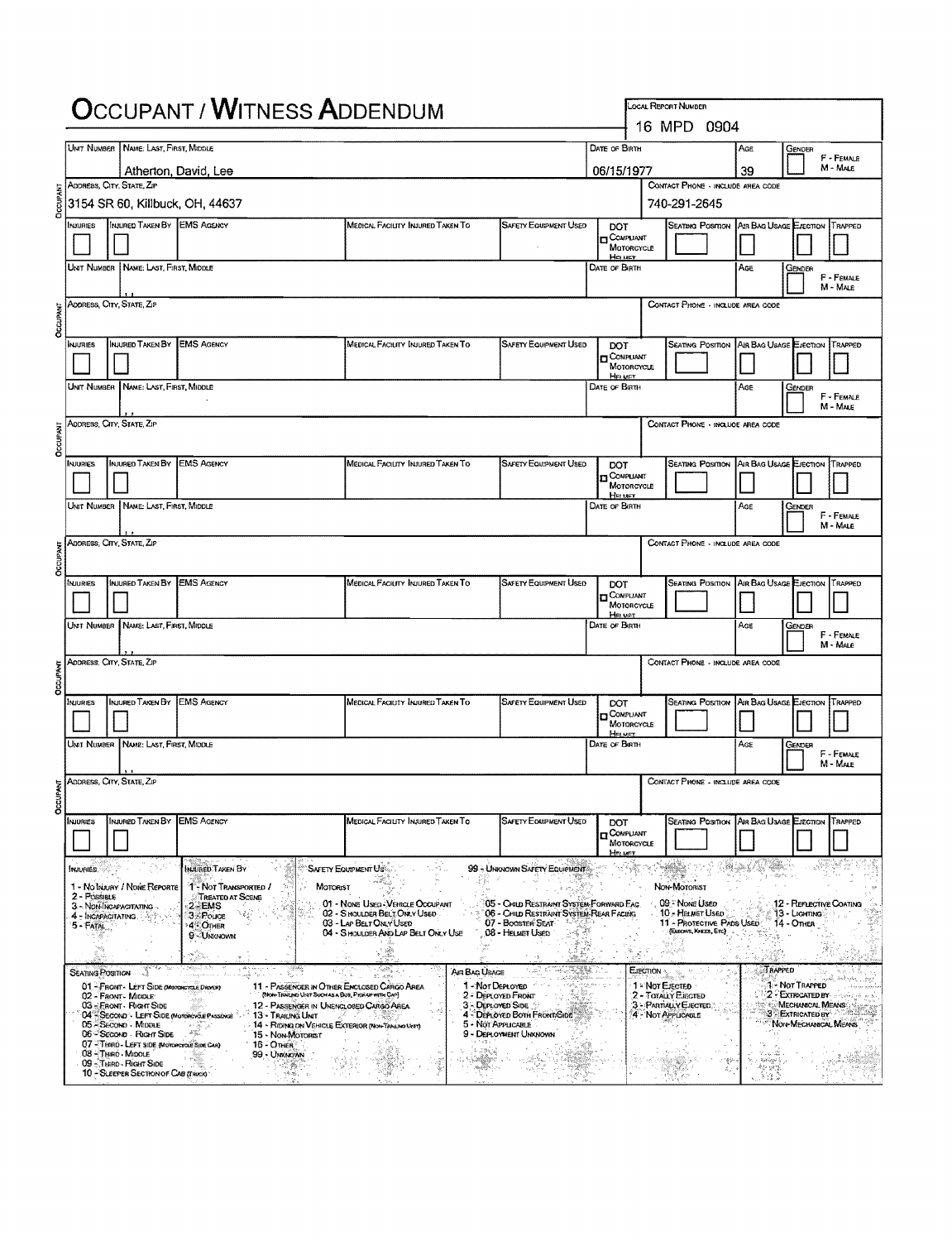# Occupant / Witness Addendum

**Local Report Number:** 16 MPD 0904

## Occupant

| Unit Number | Name: Last, First, Middle | Date of Birth | Age | Gender |
|---|---|---|---|---|
| | Atherton, David, Lee | 06/15/1977 | 39 | |

| Address, City, State, Zip | Contact Phone - Include Area Code |
|---|---|
| 3154 SR 60, Killbuck, OH, 44637 | 740-291-2645 |

| Injuries | Injured Taken By | EMS Agency | Medical Facility Injured Taken To | Safety Equipment Used | DOT Compliant Motorcycle Helmet | Seating Position | Air Bag Usage | Ejection | Trapped |
|---|---|---|---|---|---|---|---|---|---|
| | | | | | | | | | |

## Occupant

| Unit Number | Name: Last, First, Middle | Date of Birth | Age | Gender |
|---|---|---|---|---|
| | | | | |

| Address, City, State, Zip | Contact Phone - Include Area Code |
|---|---|
| | |

| Injuries | Injured Taken By | EMS Agency | Medical Facility Injured Taken To | Safety Equipment Used | DOT Compliant Motorcycle Helmet | Seating Position | Air Bag Usage | Ejection | Trapped |
|---|---|---|---|---|---|---|---|---|---|
| | | | | | | | | | |

## Occupant

| Unit Number | Name: Last, First, Middle | Date of Birth | Age | Gender |
|---|---|---|---|---|
| | | | | |

| Address, City, State, Zip | Contact Phone - Include Area Code |
|---|---|
| | |

| Injuries | Injured Taken By | EMS Agency | Medical Facility Injured Taken To | Safety Equipment Used | DOT Compliant Motorcycle Helmet | Seating Position | Air Bag Usage | Ejection | Trapped |
|---|---|---|---|---|---|---|---|---|---|
| | | | | | | | | | |

## Occupant

| Unit Number | Name: Last, First, Middle | Date of Birth | Age | Gender |
|---|---|---|---|---|
| | | | | |

| Address, City, State, Zip | Contact Phone - Include Area Code |
|---|---|
| | |

| Injuries | Injured Taken By | EMS Agency | Medical Facility Injured Taken To | Safety Equipment Used | DOT Compliant Motorcycle Helmet | Seating Position | Air Bag Usage | Ejection | Trapped |
|---|---|---|---|---|---|---|---|---|---|
| | | | | | | | | | |

## Occupant

| Unit Number | Name: Last, First, Middle | Date of Birth | Age | Gender |
|---|---|---|---|---|
| | | | | |

| Address, City, State, Zip | Contact Phone - Include Area Code |
|---|---|
| | |

| Injuries | Injured Taken By | EMS Agency | Medical Facility Injured Taken To | Safety Equipment Used | DOT Compliant Motorcycle Helmet | Seating Position | Air Bag Usage | Ejection | Trapped |
|---|---|---|---|---|---|---|---|---|---|
| | | | | | | | | | |

## Occupant

| Unit Number | Name: Last, First, Middle | Date of Birth | Age | Gender |
|---|---|---|---|---|
| | | | | |

| Address, City, State, Zip | Contact Phone - Include Area Code |
|---|---|
| | |

| Injuries | Injured Taken By | EMS Agency | Medical Facility Injured Taken To | Safety Equipment Used | DOT Compliant Motorcycle Helmet | Seating Position | Air Bag Usage | Ejection | Trapped |
|---|---|---|---|---|---|---|---|---|---|
| | | | | | | | | | |

Gender: F - Female, M - Male

**Injuries**
1 - No Injury / None Reported
2 - Possible
3 - Non-Incapacitating
4 - Incapacitating
5 - Fatal

**Injured Taken By**
1 - Not Transported / Treated at Scene
2 - EMS
3 - Police
4 - Other
9 - Unknown

**Safety Equipment Used**

Motorist
01 - None Used - Vehicle Occupant
02 - Shoulder Belt Only Used
03 - Lap Belt Only Used
04 - Shoulder and Lap Belt Only Used
05 - Child Restraint System-Forward Facing
06 - Child Restraint System-Rear Facing
07 - Booster Seat
08 - Helmet Used
99 - Unknown Safety Equipment

Non-Motorist
09 - None Used
10 - Helmet Used
11 - Protective Pads Used (Elbows, Knees, Etc)
12 - Reflective Coating
13 - Lighting
14 - Other

**Seating Position**
01 - Front - Left Side (Motorcycle Driver)
02 - Front - Middle
03 - Front - Right Side
04 - Second - Left Side (Motorcycle Passenger)
05 - Second - Middle
06 - Second - Right Side
07 - Third - Left Side (Motorcycle Side Car)
08 - Third - Middle
09 - Third - Right Side
10 - Sleeper Section of Cab (Truck)
11 - Passenger in Other Enclosed Cargo Area (Non-Trailing Unit Such as a Bus, Pickup with Cap)
12 - Passenger in Unenclosed Cargo Area
13 - Trailing Unit
14 - Riding on Vehicle Exterior (Non-Trailing Unit)
15 - Non-Motorist
16 - Other
99 - Unknown

**Air Bag Usage**
1 - Not Deployed
2 - Deployed Front
3 - Deployed Side
4 - Deployed Both Front/Side
5 - Not Applicable
9 - Deployment Unknown

**Ejection**
1 - Not Ejected
2 - Totally Ejected
3 - Partially Ejected
4 - Not Applicable

**Trapped**
1 - Not Trapped
2 - Extricated by Mechanical Means
3 - Extricated by Non-Mechanical Means